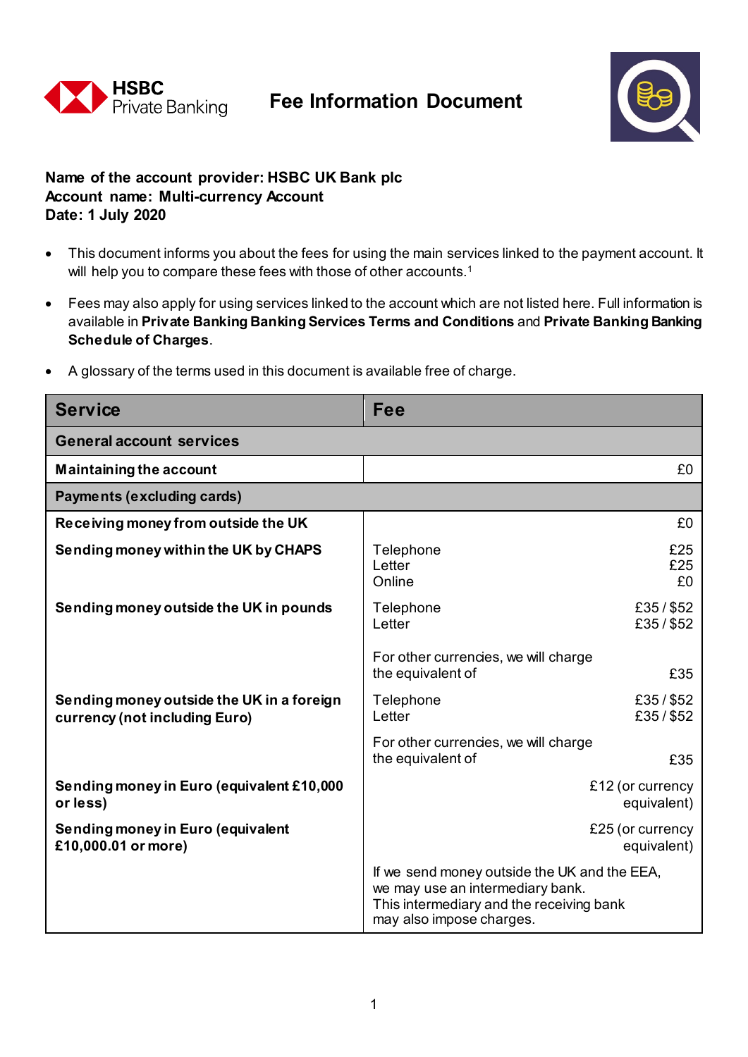**HSBC Private Banking**

# Fee Information Document

**Name of the account provider: HSBC UK Bank plc**
**Account name: Multi-currency Account**
**Date: 1 July 2020**

- This document informs you about the fees for using the main services linked to the payment account. It will help you to compare these fees with those of other accounts.[1]
- Fees may also apply for using services linked to the account which are not listed here. Full information is available in **Private Banking Banking Services Terms and Conditions** and **Private Banking Banking Schedule of Charges**.
- A glossary of the terms used in this document is available free of charge.

| Service | Fee | |
|---|---|---|
| **General account services** | | |
| **Maintaining the account** | | £0 |
| **Payments (excluding cards)** | | |
| **Receiving money from outside the UK** | | £0 |
| **Sending money within the UK by CHAPS** | Telephone<br>Letter<br>Online | £25<br>£25<br>£0 |
| **Sending money outside the UK in pounds** | Telephone<br>Letter | £35 / $52<br>£35 / $52 |
| | For other currencies, we will charge the equivalent of | £35 |
| **Sending money outside the UK in a foreign currency (not including Euro)** | Telephone<br>Letter | £35 / $52<br>£35 / $52 |
| | For other currencies, we will charge the equivalent of | £35 |
| **Sending money in Euro (equivalent £10,000 or less)** | | £12 (or currency equivalent) |
| **Sending money in Euro (equivalent £10,000.01 or more)** | | £25 (or currency equivalent) |
| | If we send money outside the UK and the EEA, we may use an intermediary bank. This intermediary and the receiving bank may also impose charges. | |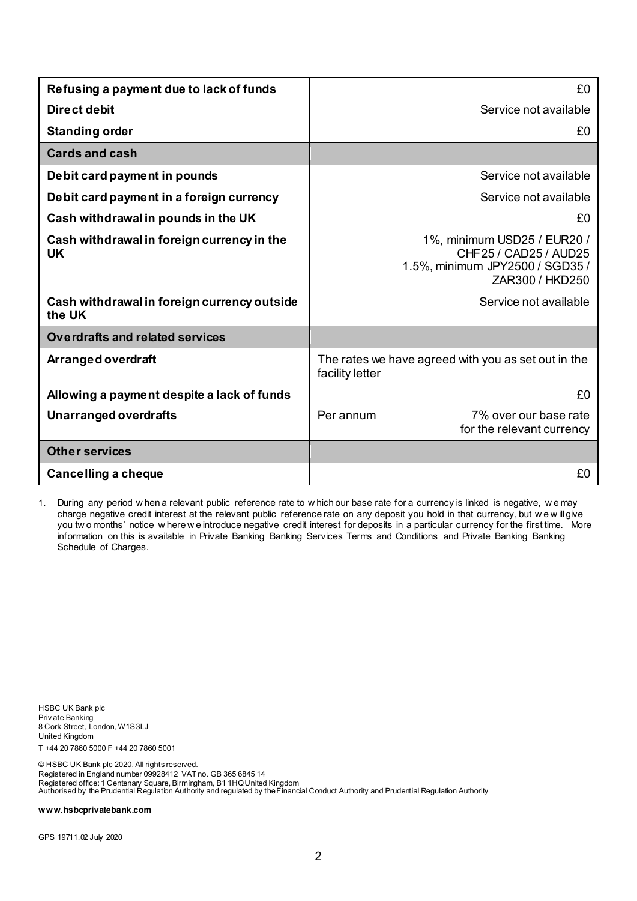| | |
|---|---|
| **Refusing a payment due to lack of funds** | £0 |
| **Direct debit** | Service not available |
| **Standing order** | £0 |
| **Cards and cash** | |
| **Debit card payment in pounds** | Service not available |
| **Debit card payment in a foreign currency** | Service not available |
| **Cash withdrawal in pounds in the UK** | £0 |
| **Cash withdrawal in foreign currency in the UK** | 1%, minimum USD25 / EUR20 / CHF25 / CAD25 / AUD25<br>1.5%, minimum JPY2500 / SGD35 / ZAR300 / HKD250 |
| **Cash withdrawal in foreign currency outside the UK** | Service not available |
| **Overdrafts and related services** | |
| **Arranged overdraft** | The rates we have agreed with you as set out in the facility letter |
| **Allowing a payment despite a lack of funds** | £0 |
| **Unarranged overdrafts** | Per annum 7% over our base rate for the relevant currency |
| **Other services** | |
| **Cancelling a cheque** | £0 |

1. During any period when a relevant public reference rate to which our base rate for a currency is linked is negative, we may charge negative credit interest at the relevant public reference rate on any deposit you hold in that currency, but we will give you two months' notice where we introduce negative credit interest for deposits in a particular currency for the first time. More information on this is available in Private Banking Banking Services Terms and Conditions and Private Banking Banking Schedule of Charges.

HSBC UK Bank plc
Private Banking
8 Cork Street, London, W1S 3LJ
United Kingdom
T +44 20 7860 5000 F +44 20 7860 5001

© HSBC UK Bank plc 2020. All rights reserved.
Registered in England number 09928412 VAT no. GB 365 6845 14
Registered office: 1 Centenary Square, Birmingham, B1 1HQ United Kingdom
Authorised by the Prudential Regulation Authority and regulated by the Financial Conduct Authority and Prudential Regulation Authority

**www.hsbcprivatebank.com**

GPS 19711.02 July 2020